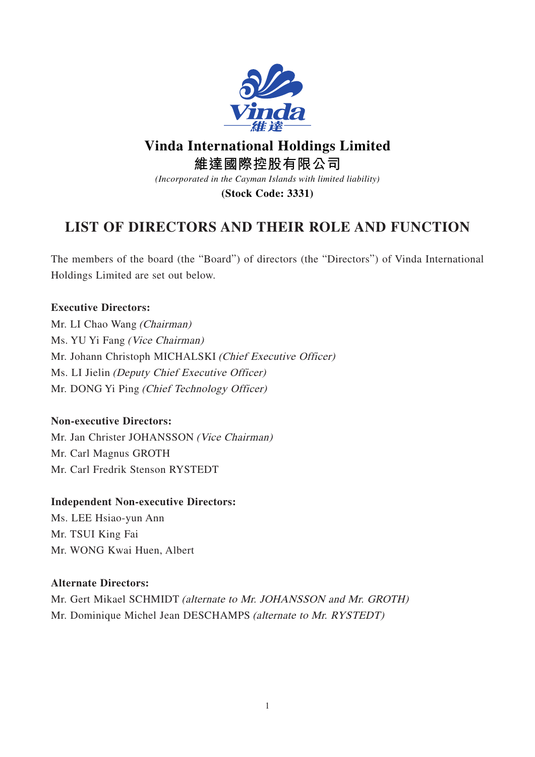# Vinda International Holdings Limited

# 維達國際控股有限公司

*(Incorporated in the Cayman Islands with limited liability)*

**(Stock Code: 3331)**

## LIST OF DIRECTORS AND THEIR ROLE AND FUNCTION

The members of the board (the "Board") of directors (the "Directors") of Vinda International Holdings Limited are set out below.

**Executive Directors:**

Mr. LI Chao Wang *(Chairman)*
Ms. YU Yi Fang *(Vice Chairman)*
Mr. Johann Christoph MICHALSKI *(Chief Executive Officer)*
Ms. LI Jielin *(Deputy Chief Executive Officer)*
Mr. DONG Yi Ping *(Chief Technology Officer)*

**Non-executive Directors:**

Mr. Jan Christer JOHANSSON *(Vice Chairman)*
Mr. Carl Magnus GROTH
Mr. Carl Fredrik Stenson RYSTEDT

**Independent Non-executive Directors:**

Ms. LEE Hsiao-yun Ann
Mr. TSUI King Fai
Mr. WONG Kwai Huen, Albert

**Alternate Directors:**

Mr. Gert Mikael SCHMIDT *(alternate to Mr. JOHANSSON and Mr. GROTH)*
Mr. Dominique Michel Jean DESCHAMPS *(alternate to Mr. RYSTEDT)*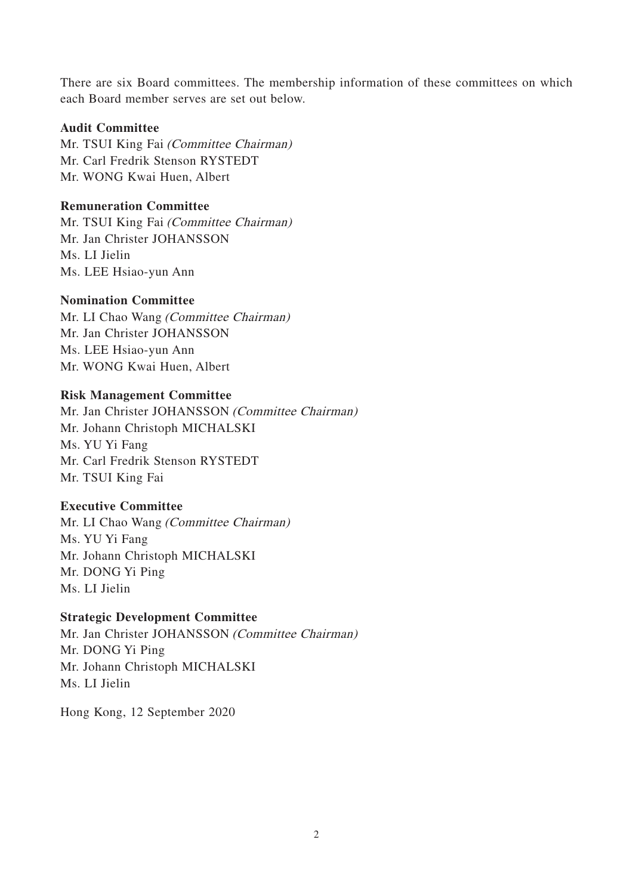There are six Board committees. The membership information of these committees on which each Board member serves are set out below.

**Audit Committee**

Mr. TSUI King Fai *(Committee Chairman)*
Mr. Carl Fredrik Stenson RYSTEDT
Mr. WONG Kwai Huen, Albert

**Remuneration Committee**

Mr. TSUI King Fai *(Committee Chairman)*
Mr. Jan Christer JOHANSSON
Ms. LI Jielin
Ms. LEE Hsiao-yun Ann

**Nomination Committee**

Mr. LI Chao Wang *(Committee Chairman)*
Mr. Jan Christer JOHANSSON
Ms. LEE Hsiao-yun Ann
Mr. WONG Kwai Huen, Albert

**Risk Management Committee**

Mr. Jan Christer JOHANSSON *(Committee Chairman)*
Mr. Johann Christoph MICHALSKI
Ms. YU Yi Fang
Mr. Carl Fredrik Stenson RYSTEDT
Mr. TSUI King Fai

**Executive Committee**

Mr. LI Chao Wang *(Committee Chairman)*
Ms. YU Yi Fang
Mr. Johann Christoph MICHALSKI
Mr. DONG Yi Ping
Ms. LI Jielin

**Strategic Development Committee**

Mr. Jan Christer JOHANSSON *(Committee Chairman)*
Mr. DONG Yi Ping
Mr. Johann Christoph MICHALSKI
Ms. LI Jielin

Hong Kong, 12 September 2020